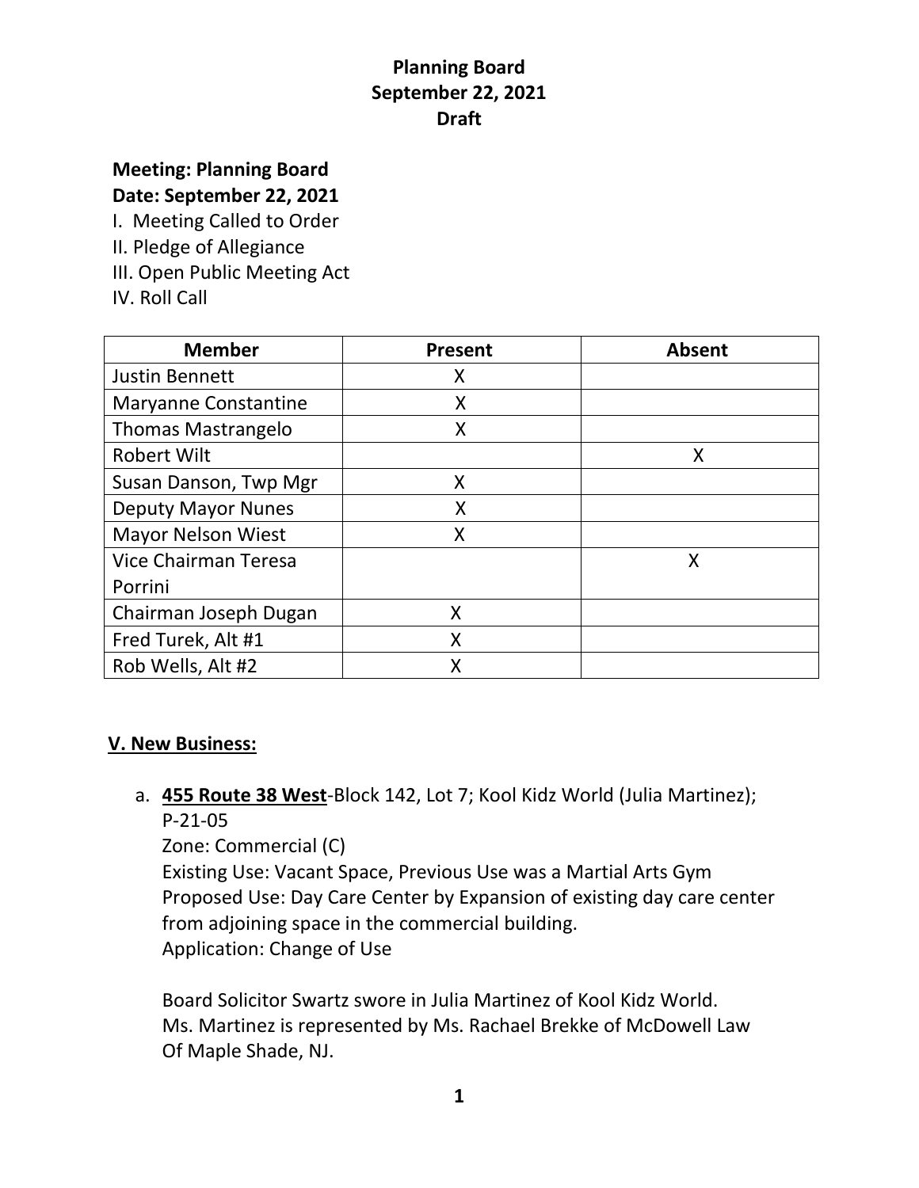# Planning Board
## September 22, 2021
## Draft

**Meeting: Planning Board**
**Date: September 22, 2021**

I. Meeting Called to Order
II. Pledge of Allegiance
III. Open Public Meeting Act
IV. Roll Call

| Member | Present | Absent |
|---|---|---|
| Justin Bennett | X | |
| Maryanne Constantine | X | |
| Thomas Mastrangelo | X | |
| Robert Wilt | | X |
| Susan Danson, Twp Mgr | X | |
| Deputy Mayor Nunes | X | |
| Mayor Nelson Wiest | X | |
| Vice Chairman Teresa Porrini | | X |
| Chairman Joseph Dugan | X | |
| Fred Turek, Alt #1 | X | |
| Rob Wells, Alt #2 | X | |

**V. New Business:**

a. **455 Route 38 West**-Block 142, Lot 7; Kool Kidz World (Julia Martinez); P-21-05
Zone: Commercial (C)
Existing Use: Vacant Space, Previous Use was a Martial Arts Gym
Proposed Use: Day Care Center by Expansion of existing day care center from adjoining space in the commercial building.
Application: Change of Use

Board Solicitor Swartz swore in Julia Martinez of Kool Kidz World. Ms. Martinez is represented by Ms. Rachael Brekke of McDowell Law Of Maple Shade, NJ.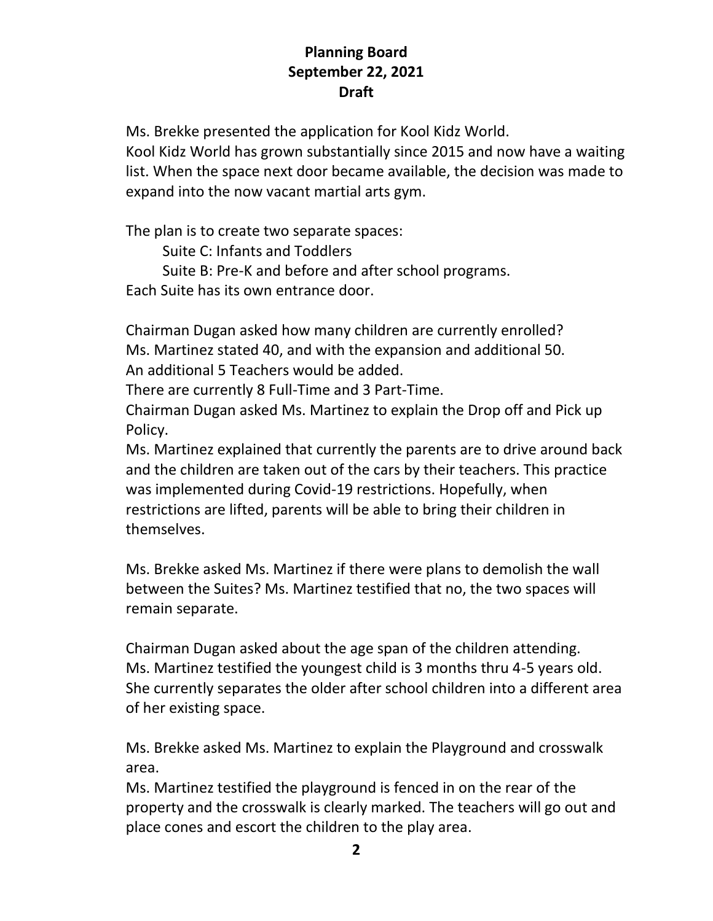**Planning Board**
**September 22, 2021**
**Draft**

Ms. Brekke presented the application for Kool Kidz World.
Kool Kidz World has grown substantially since 2015 and now have a waiting list. When the space next door became available, the decision was made to expand into the now vacant martial arts gym.

The plan is to create two separate spaces:

Suite C: Infants and Toddlers

Suite B: Pre-K and before and after school programs.

Each Suite has its own entrance door.

Chairman Dugan asked how many children are currently enrolled?
Ms. Martinez stated 40, and with the expansion and additional 50.
An additional 5 Teachers would be added.
There are currently 8 Full-Time and 3 Part-Time.
Chairman Dugan asked Ms. Martinez to explain the Drop off and Pick up Policy.
Ms. Martinez explained that currently the parents are to drive around back and the children are taken out of the cars by their teachers. This practice was implemented during Covid-19 restrictions. Hopefully, when restrictions are lifted, parents will be able to bring their children in themselves.

Ms. Brekke asked Ms. Martinez if there were plans to demolish the wall between the Suites? Ms. Martinez testified that no, the two spaces will remain separate.

Chairman Dugan asked about the age span of the children attending.
Ms. Martinez testified the youngest child is 3 months thru 4-5 years old. She currently separates the older after school children into a different area of her existing space.

Ms. Brekke asked Ms. Martinez to explain the Playground and crosswalk area.
Ms. Martinez testified the playground is fenced in on the rear of the property and the crosswalk is clearly marked. The teachers will go out and place cones and escort the children to the play area.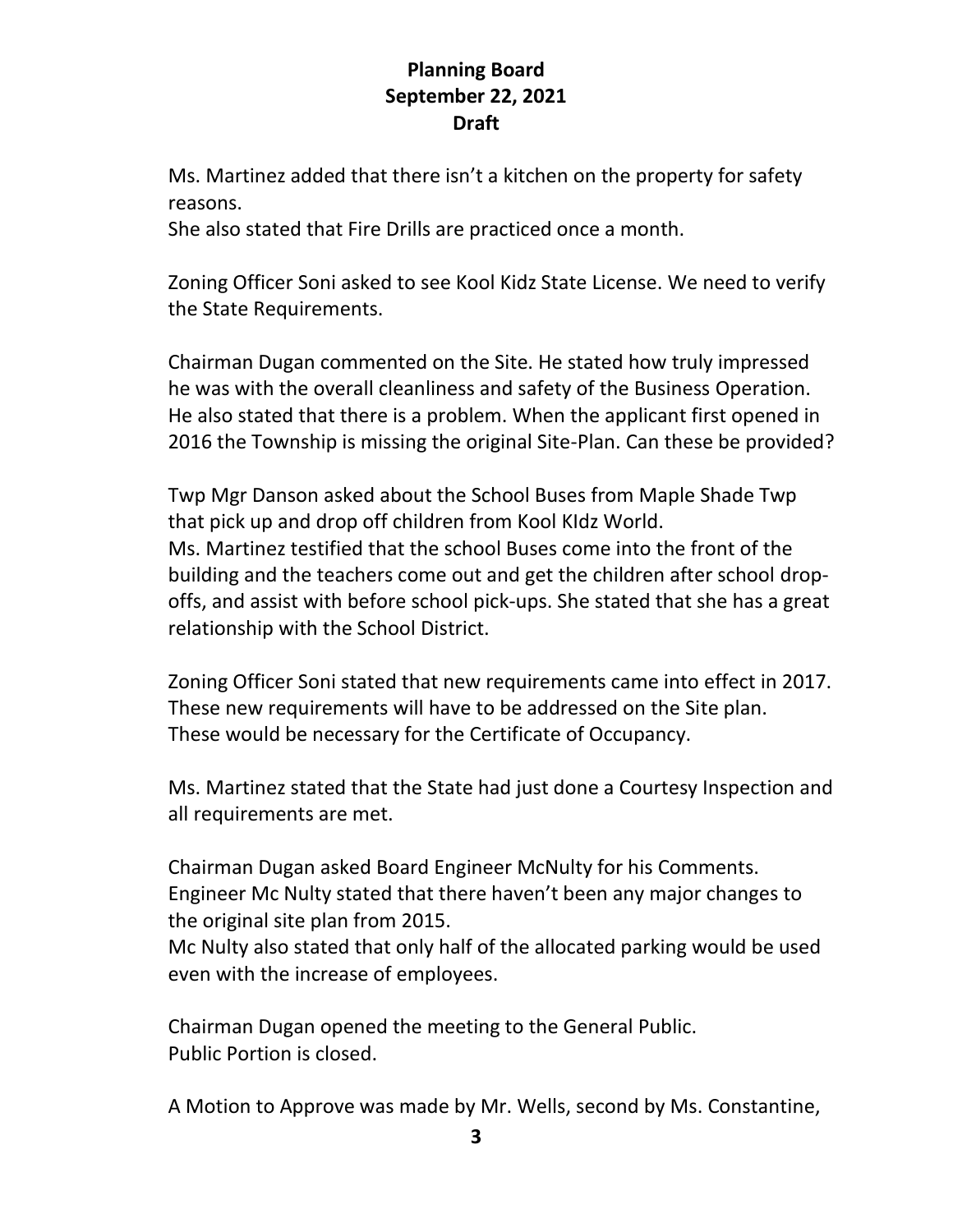Ms. Martinez added that there isn't a kitchen on the property for safety reasons.
She also stated that Fire Drills are practiced once a month.

Zoning Officer Soni asked to see Kool Kidz State License. We need to verify the State Requirements.

Chairman Dugan commented on the Site. He stated how truly impressed he was with the overall cleanliness and safety of the Business Operation. He also stated that there is a problem. When the applicant first opened in 2016 the Township is missing the original Site-Plan. Can these be provided?

Twp Mgr Danson asked about the School Buses from Maple Shade Twp that pick up and drop off children from Kool KIdz World.
Ms. Martinez testified that the school Buses come into the front of the building and the teachers come out and get the children after school drop-offs, and assist with before school pick-ups. She stated that she has a great relationship with the School District.

Zoning Officer Soni stated that new requirements came into effect in 2017. These new requirements will have to be addressed on the Site plan. These would be necessary for the Certificate of Occupancy.

Ms. Martinez stated that the State had just done a Courtesy Inspection and all requirements are met.

Chairman Dugan asked Board Engineer McNulty for his Comments.
Engineer Mc Nulty stated that there haven't been any major changes to the original site plan from 2015.
Mc Nulty also stated that only half of the allocated parking would be used even with the increase of employees.

Chairman Dugan opened the meeting to the General Public.
Public Portion is closed.

A Motion to Approve was made by Mr. Wells, second by Ms. Constantine,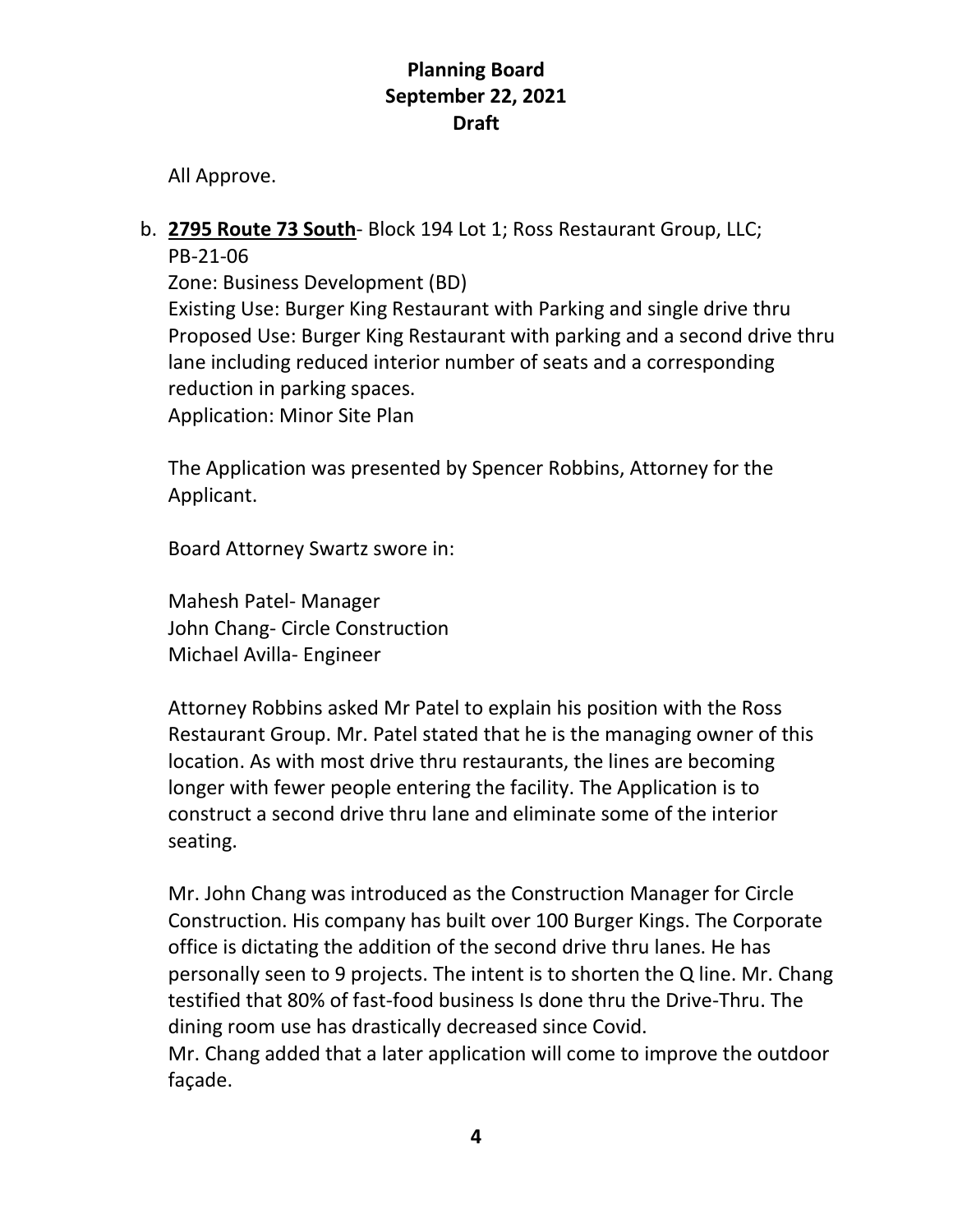All Approve.

b. **2795 Route 73 South**- Block 194 Lot 1; Ross Restaurant Group, LLC; PB-21-06
Zone: Business Development (BD)
Existing Use: Burger King Restaurant with Parking and single drive thru
Proposed Use: Burger King Restaurant with parking and a second drive thru lane including reduced interior number of seats and a corresponding reduction in parking spaces.
Application: Minor Site Plan

The Application was presented by Spencer Robbins, Attorney for the Applicant.

Board Attorney Swartz swore in:

Mahesh Patel- Manager
John Chang- Circle Construction
Michael Avilla- Engineer

Attorney Robbins asked Mr Patel to explain his position with the Ross Restaurant Group. Mr. Patel stated that he is the managing owner of this location. As with most drive thru restaurants, the lines are becoming longer with fewer people entering the facility. The Application is to construct a second drive thru lane and eliminate some of the interior seating.

Mr. John Chang was introduced as the Construction Manager for Circle Construction. His company has built over 100 Burger Kings. The Corporate office is dictating the addition of the second drive thru lanes. He has personally seen to 9 projects. The intent is to shorten the Q line. Mr. Chang testified that 80% of fast-food business Is done thru the Drive-Thru. The dining room use has drastically decreased since Covid.
Mr. Chang added that a later application will come to improve the outdoor façade.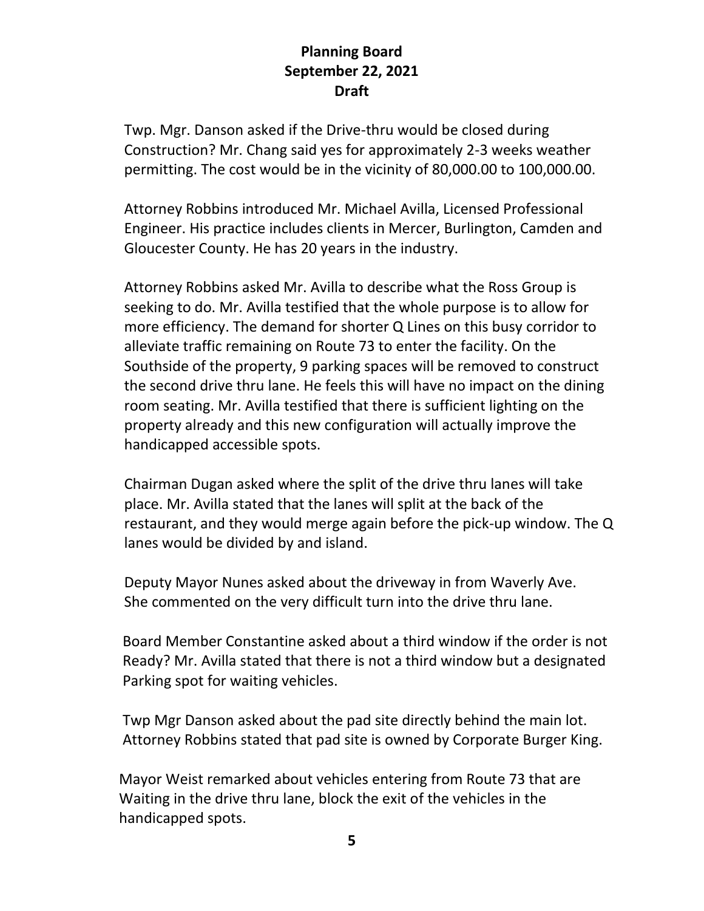**Planning Board**
**September 22, 2021**
**Draft**

Twp. Mgr. Danson asked if the Drive-thru would be closed during Construction? Mr. Chang said yes for approximately 2-3 weeks weather permitting. The cost would be in the vicinity of 80,000.00 to 100,000.00.

Attorney Robbins introduced Mr. Michael Avilla, Licensed Professional Engineer. His practice includes clients in Mercer, Burlington, Camden and Gloucester County. He has 20 years in the industry.

Attorney Robbins asked Mr. Avilla to describe what the Ross Group is seeking to do. Mr. Avilla testified that the whole purpose is to allow for more efficiency. The demand for shorter Q Lines on this busy corridor to alleviate traffic remaining on Route 73 to enter the facility. On the Southside of the property, 9 parking spaces will be removed to construct the second drive thru lane. He feels this will have no impact on the dining room seating. Mr. Avilla testified that there is sufficient lighting on the property already and this new configuration will actually improve the handicapped accessible spots.

Chairman Dugan asked where the split of the drive thru lanes will take place. Mr. Avilla stated that the lanes will split at the back of the restaurant, and they would merge again before the pick-up window. The Q lanes would be divided by and island.

Deputy Mayor Nunes asked about the driveway in from Waverly Ave. She commented on the very difficult turn into the drive thru lane.

Board Member Constantine asked about a third window if the order is not Ready? Mr. Avilla stated that there is not a third window but a designated Parking spot for waiting vehicles.

Twp Mgr Danson asked about the pad site directly behind the main lot. Attorney Robbins stated that pad site is owned by Corporate Burger King.

Mayor Weist remarked about vehicles entering from Route 73 that are Waiting in the drive thru lane, block the exit of the vehicles in the handicapped spots.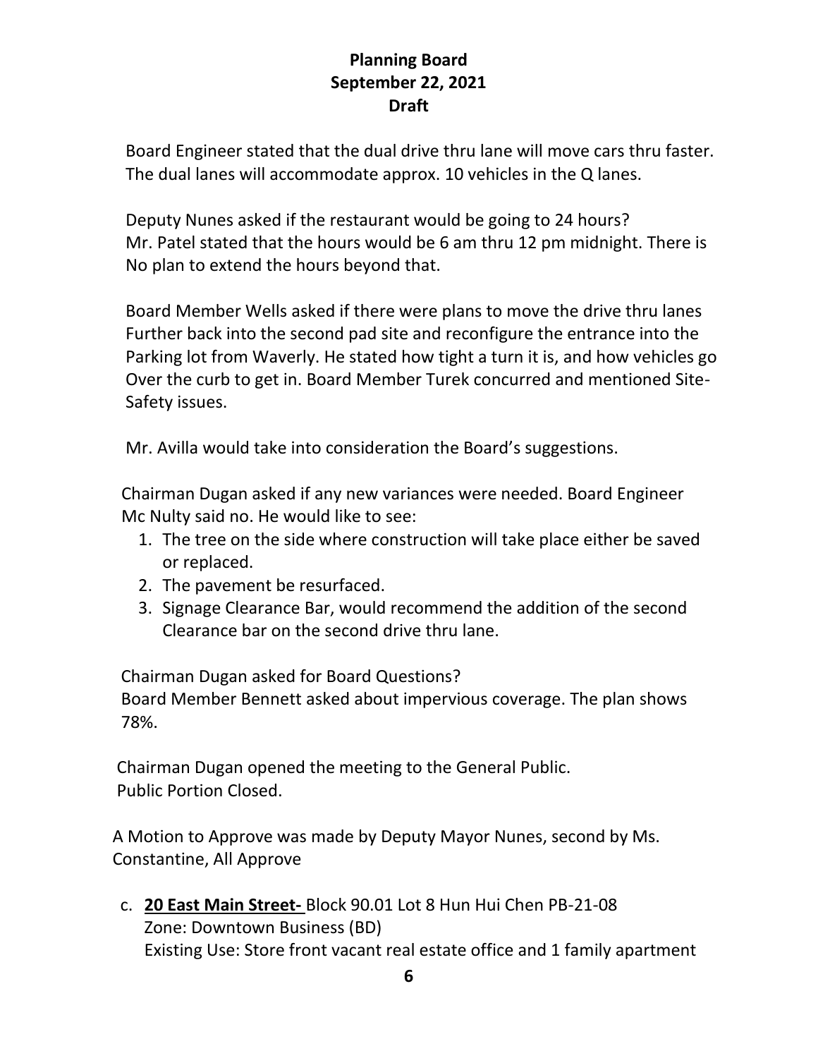Board Engineer stated that the dual drive thru lane will move cars thru faster. The dual lanes will accommodate approx. 10 vehicles in the Q lanes.

Deputy Nunes asked if the restaurant would be going to 24 hours?
Mr. Patel stated that the hours would be 6 am thru 12 pm midnight. There is No plan to extend the hours beyond that.

Board Member Wells asked if there were plans to move the drive thru lanes Further back into the second pad site and reconfigure the entrance into the Parking lot from Waverly. He stated how tight a turn it is, and how vehicles go Over the curb to get in. Board Member Turek concurred and mentioned Site-Safety issues.

Mr. Avilla would take into consideration the Board's suggestions.

Chairman Dugan asked if any new variances were needed. Board Engineer Mc Nulty said no. He would like to see:

1. The tree on the side where construction will take place either be saved or replaced.
2. The pavement be resurfaced.
3. Signage Clearance Bar, would recommend the addition of the second Clearance bar on the second drive thru lane.

Chairman Dugan asked for Board Questions?
Board Member Bennett asked about impervious coverage. The plan shows 78%.

Chairman Dugan opened the meeting to the General Public.
Public Portion Closed.

A Motion to Approve was made by Deputy Mayor Nunes, second by Ms. Constantine, All Approve

c. **20 East Main Street-** Block 90.01 Lot 8 Hun Hui Chen PB-21-08
   Zone: Downtown Business (BD)
   Existing Use: Store front vacant real estate office and 1 family apartment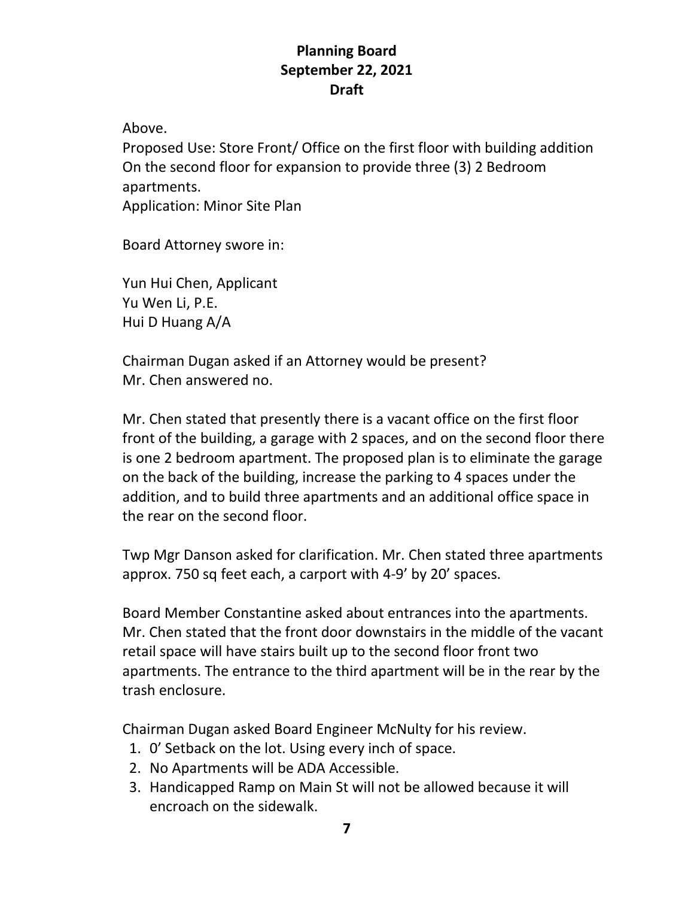Above.
Proposed Use: Store Front/ Office on the first floor with building addition On the second floor for expansion to provide three (3) 2 Bedroom apartments.
Application: Minor Site Plan

Board Attorney swore in:

Yun Hui Chen, Applicant
Yu Wen Li, P.E.
Hui D Huang A/A

Chairman Dugan asked if an Attorney would be present?
Mr. Chen answered no.

Mr. Chen stated that presently there is a vacant office on the first floor front of the building, a garage with 2 spaces, and on the second floor there is one 2 bedroom apartment. The proposed plan is to eliminate the garage on the back of the building, increase the parking to 4 spaces under the addition, and to build three apartments and an additional office space in the rear on the second floor.

Twp Mgr Danson asked for clarification. Mr. Chen stated three apartments approx. 750 sq feet each, a carport with 4-9' by 20' spaces.

Board Member Constantine asked about entrances into the apartments. Mr. Chen stated that the front door downstairs in the middle of the vacant retail space will have stairs built up to the second floor front two apartments. The entrance to the third apartment will be in the rear by the trash enclosure.

Chairman Dugan asked Board Engineer McNulty for his review.

1. 0' Setback on the lot. Using every inch of space.
2. No Apartments will be ADA Accessible.
3. Handicapped Ramp on Main St will not be allowed because it will encroach on the sidewalk.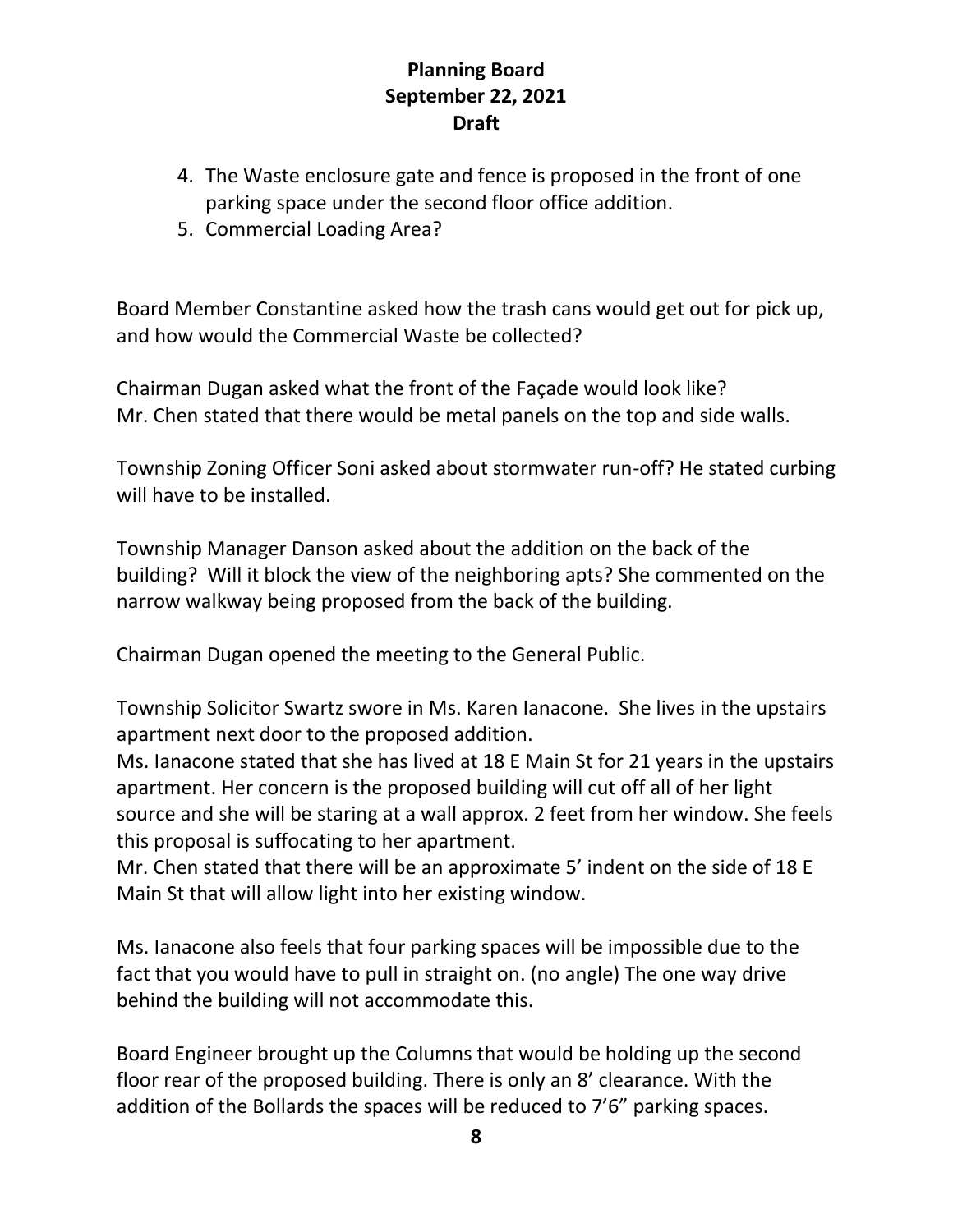4. The Waste enclosure gate and fence is proposed in the front of one parking space under the second floor office addition.
5. Commercial Loading Area?

Board Member Constantine asked how the trash cans would get out for pick up, and how would the Commercial Waste be collected?

Chairman Dugan asked what the front of the Façade would look like?
Mr. Chen stated that there would be metal panels on the top and side walls.

Township Zoning Officer Soni asked about stormwater run-off? He stated curbing will have to be installed.

Township Manager Danson asked about the addition on the back of the building? Will it block the view of the neighboring apts? She commented on the narrow walkway being proposed from the back of the building.

Chairman Dugan opened the meeting to the General Public.

Township Solicitor Swartz swore in Ms. Karen Ianacone. She lives in the upstairs apartment next door to the proposed addition.
Ms. Ianacone stated that she has lived at 18 E Main St for 21 years in the upstairs apartment. Her concern is the proposed building will cut off all of her light source and she will be staring at a wall approx. 2 feet from her window. She feels this proposal is suffocating to her apartment.
Mr. Chen stated that there will be an approximate 5' indent on the side of 18 E Main St that will allow light into her existing window.

Ms. Ianacone also feels that four parking spaces will be impossible due to the fact that you would have to pull in straight on. (no angle) The one way drive behind the building will not accommodate this.

Board Engineer brought up the Columns that would be holding up the second floor rear of the proposed building. There is only an 8' clearance. With the addition of the Bollards the spaces will be reduced to 7'6" parking spaces.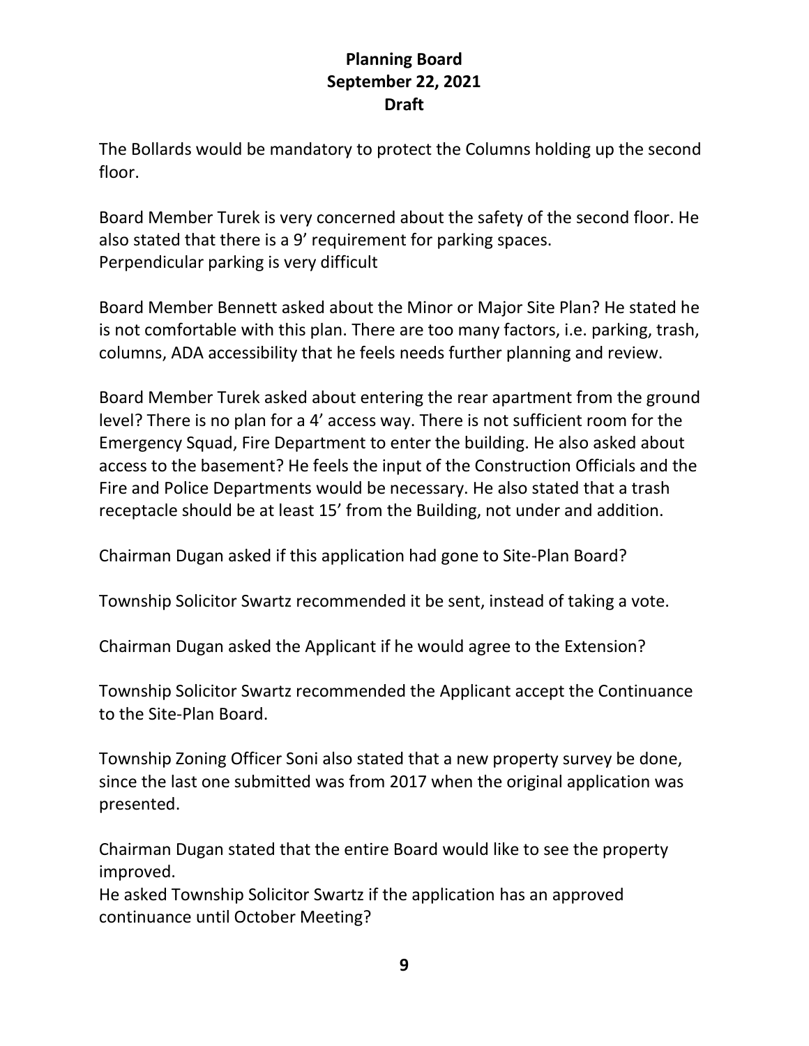The Bollards would be mandatory to protect the Columns holding up the second floor.

Board Member Turek is very concerned about the safety of the second floor. He also stated that there is a 9' requirement for parking spaces.
Perpendicular parking is very difficult

Board Member Bennett asked about the Minor or Major Site Plan? He stated he is not comfortable with this plan. There are too many factors, i.e. parking, trash, columns, ADA accessibility that he feels needs further planning and review.

Board Member Turek asked about entering the rear apartment from the ground level? There is no plan for a 4' access way. There is not sufficient room for the Emergency Squad, Fire Department to enter the building. He also asked about access to the basement? He feels the input of the Construction Officials and the Fire and Police Departments would be necessary. He also stated that a trash receptacle should be at least 15' from the Building, not under and addition.

Chairman Dugan asked if this application had gone to Site-Plan Board?

Township Solicitor Swartz recommended it be sent, instead of taking a vote.

Chairman Dugan asked the Applicant if he would agree to the Extension?

Township Solicitor Swartz recommended the Applicant accept the Continuance to the Site-Plan Board.

Township Zoning Officer Soni also stated that a new property survey be done, since the last one submitted was from 2017 when the original application was presented.

Chairman Dugan stated that the entire Board would like to see the property improved.
He asked Township Solicitor Swartz if the application has an approved continuance until October Meeting?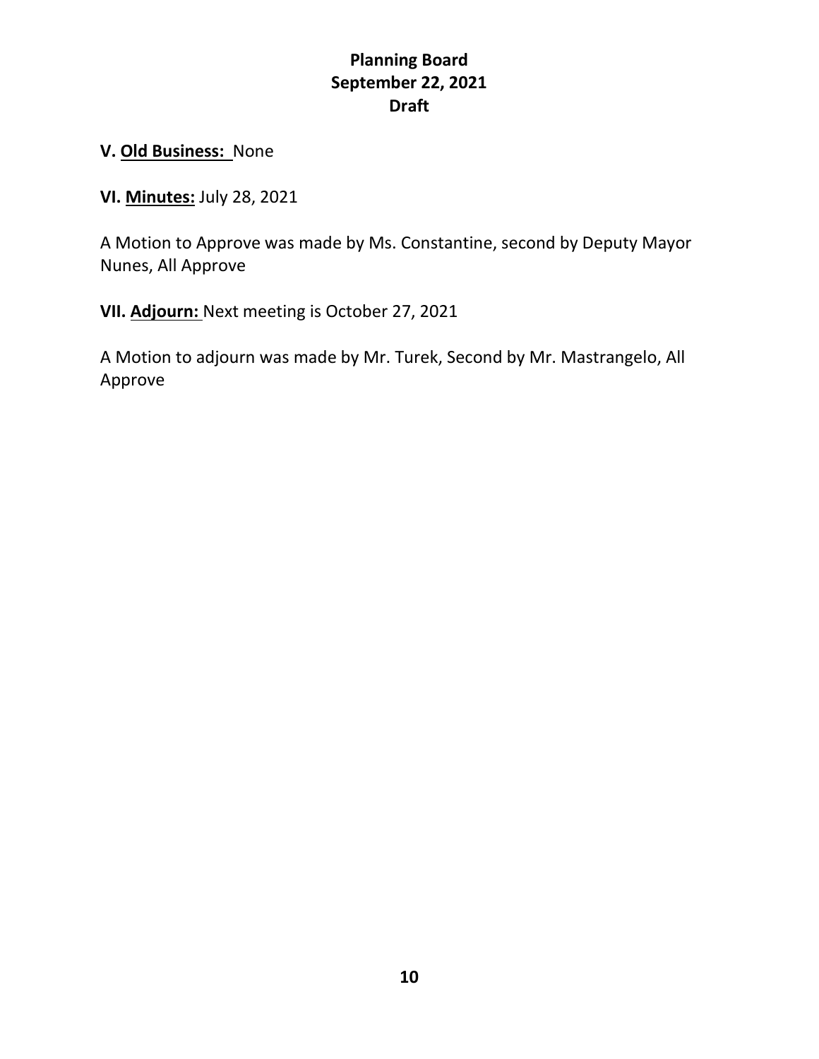**V. Old Business:** None

**VI. Minutes:** July 28, 2021

A Motion to Approve was made by Ms. Constantine, second by Deputy Mayor Nunes, All Approve

**VII. Adjourn:** Next meeting is October 27, 2021

A Motion to adjourn was made by Mr. Turek, Second by Mr. Mastrangelo, All Approve